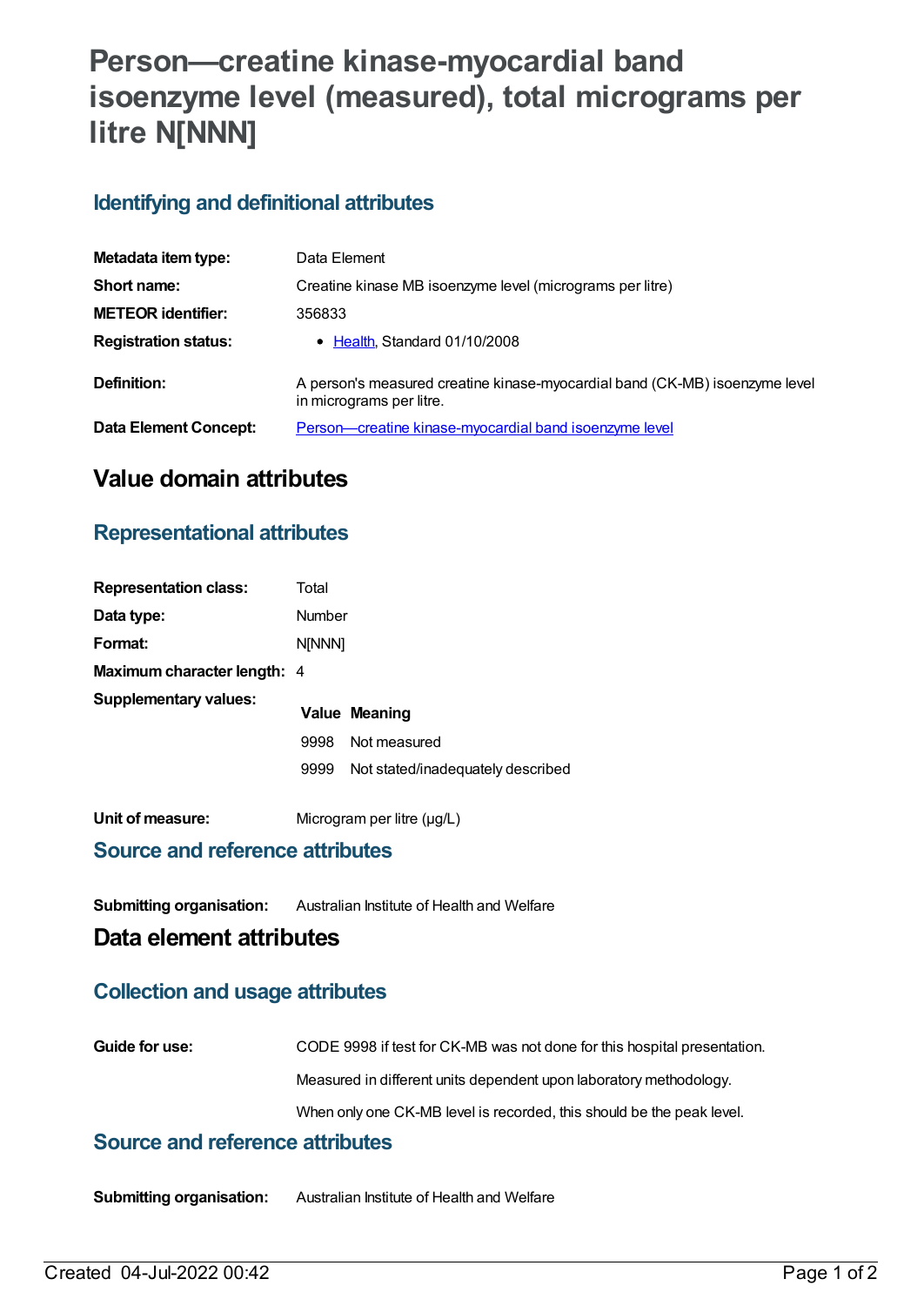# Person—creatine kinase-myocardial band isoenzyme level (measured), total micrograms per litre N[NNN]

## Identifying and definitional attributes

| | |
|---|---|
| **Metadata item type:** | Data Element |
| **Short name:** | Creatine kinase MB isoenzyme level (micrograms per litre) |
| **METEOR identifier:** | 356833 |
| **Registration status:** | • Health, Standard 01/10/2008 |
| **Definition:** | A person's measured creatine kinase-myocardial band (CK-MB) isoenzyme level in micrograms per litre. |
| **Data Element Concept:** | Person—creatine kinase-myocardial band isoenzyme level |

# Value domain attributes

## Representational attributes

| | |
|---|---|
| **Representation class:** | Total |
| **Data type:** | Number |
| **Format:** | N[NNN] |
| **Maximum character length:** | 4 |

**Supplementary values:**

| Value | Meaning |
|---|---|
| 9998 | Not measured |
| 9999 | Not stated/inadequately described |

**Unit of measure:** Microgram per litre (µg/L)

## Source and reference attributes

**Submitting organisation:** Australian Institute of Health and Welfare

# Data element attributes

## Collection and usage attributes

**Guide for use:**

CODE 9998 if test for CK-MB was not done for this hospital presentation.

Measured in different units dependent upon laboratory methodology.

When only one CK-MB level is recorded, this should be the peak level.

## Source and reference attributes

**Submitting organisation:** Australian Institute of Health and Welfare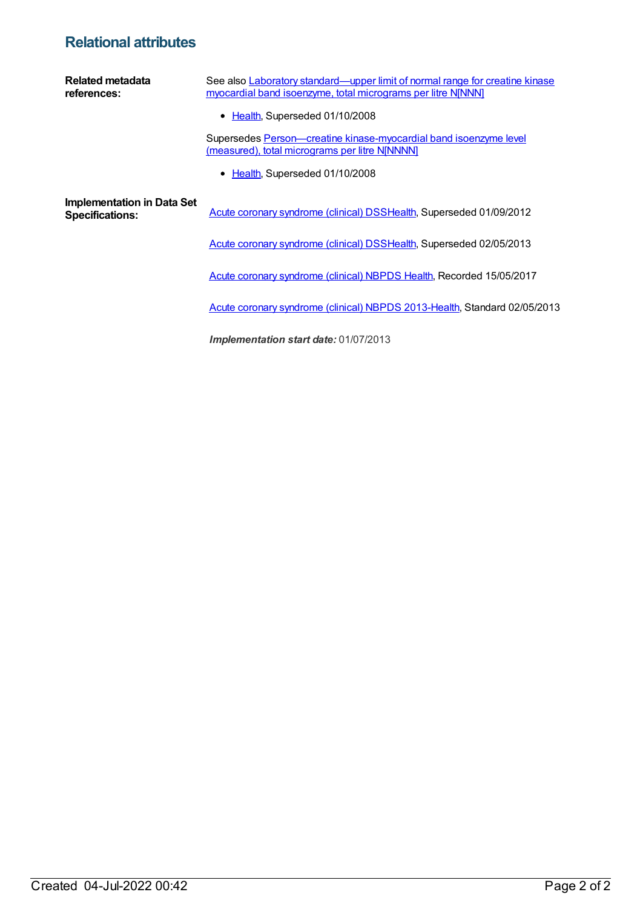## Relational attributes

**Related metadata references:**

See also Laboratory standard—upper limit of normal range for creatine kinase myocardial band isoenzyme, total micrograms per litre N[NNN]

- Health, Superseded 01/10/2008

Supersedes Person—creatine kinase-myocardial band isoenzyme level (measured), total micrograms per litre N[NNNN]

- Health, Superseded 01/10/2008

**Implementation in Data Set Specifications:**

Acute coronary syndrome (clinical) DSSHealth, Superseded 01/09/2012

Acute coronary syndrome (clinical) DSSHealth, Superseded 02/05/2013

Acute coronary syndrome (clinical) NBPDS Health, Recorded 15/05/2017

Acute coronary syndrome (clinical) NBPDS 2013-Health, Standard 02/05/2013

***Implementation start date:*** 01/07/2013